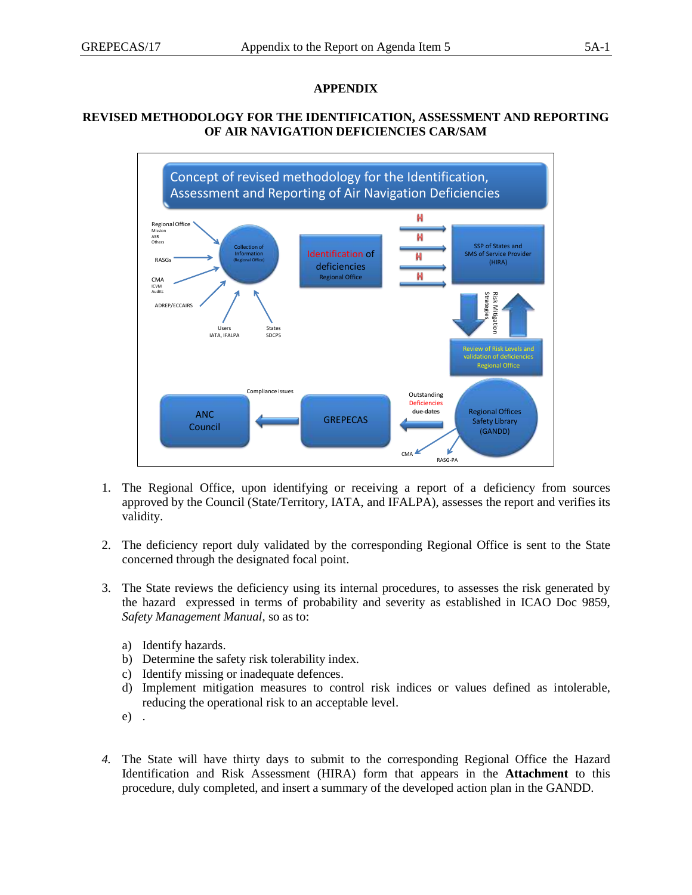# APPENDIX

## REVISED METHODOLOGY FOR THE IDENTIFICATION, ASSESSMENT AND REPORTING OF AIR NAVIGATION DEFICIENCIES CAR/SAM

Concept of revised methodology for the Identification, Assessment and Reporting of Air Navigation Deficiencies

Regional Office Mission ASR Others

RASGs

CMA ICVM Audits

ADREP/ECCAIRS

Users IATA, IFALPA

States SDCPS

Collection of Information (Regional Office)

Identification of deficiencies Regional Office

H H H H

SSP of States and SMS of Service Provider (HIRA)

Risk Mitigation Strategies

Review of Risk Levels and validation of deficiencies Regional Office

Regional Offices Safety Library (GANDD)

CMA RASG-PA

Outstanding Deficiencies ~~due dates~~

GREPECAS

Compliance issues

ANC Council

1. The Regional Office, upon identifying or receiving a report of a deficiency from sources approved by the Council (State/Territory, IATA, and IFALPA), assesses the report and verifies its validity.

2. The deficiency report duly validated by the corresponding Regional Office is sent to the State concerned through the designated focal point.

3. The State reviews the deficiency using its internal procedures, to assesses the risk generated by the hazard expressed in terms of probability and severity as established in ICAO Doc 9859, *Safety Management Manual*, so as to:

   a) Identify hazards.
   b) Determine the safety risk tolerability index.
   c) Identify missing or inadequate defences.
   d) Implement mitigation measures to control risk indices or values defined as intolerable, reducing the operational risk to an acceptable level.
   e) .

4. The State will have thirty days to submit to the corresponding Regional Office the Hazard Identification and Risk Assessment (HIRA) form that appears in the **Attachment** to this procedure, duly completed, and insert a summary of the developed action plan in the GANDD.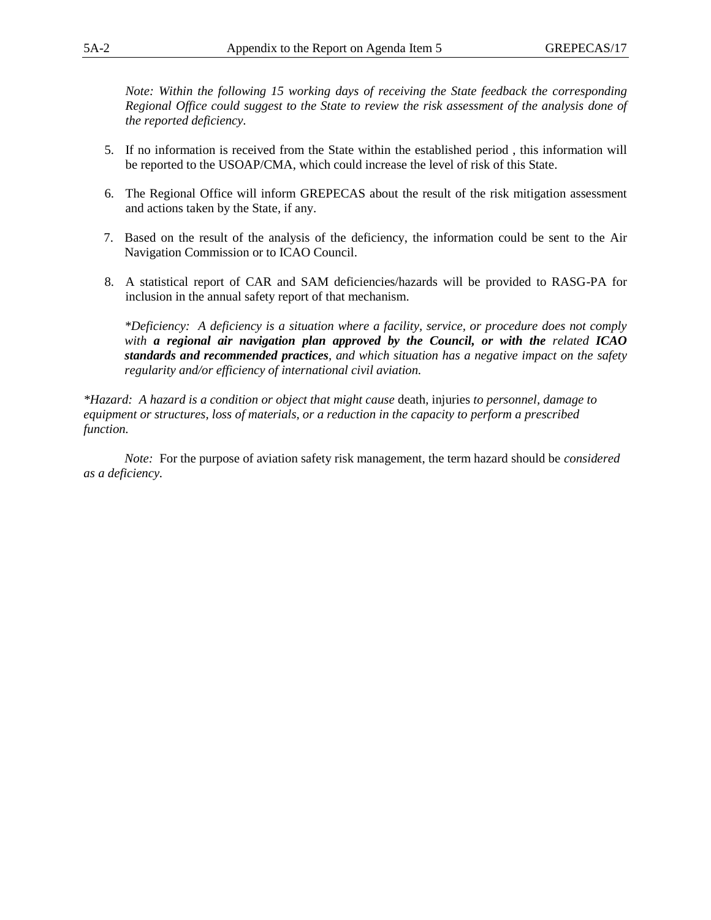*Note: Within the following 15 working days of receiving the State feedback the corresponding Regional Office could suggest to the State to review the risk assessment of the analysis done of the reported deficiency.*

5. If no information is received from the State within the established period , this information will be reported to the USOAP/CMA, which could increase the level of risk of this State.

6. The Regional Office will inform GREPECAS about the result of the risk mitigation assessment and actions taken by the State, if any.

7. Based on the result of the analysis of the deficiency, the information could be sent to the Air Navigation Commission or to ICAO Council.

8. A statistical report of CAR and SAM deficiencies/hazards will be provided to RASG-PA for inclusion in the annual safety report of that mechanism.

*\*Deficiency: A deficiency is a situation where a facility, service, or procedure does not comply with* ***a regional air navigation plan approved by the Council, or with the*** *related* ***ICAO standards and recommended practices****, and which situation has a negative impact on the safety regularity and/or efficiency of international civil aviation.*

*\*Hazard: A hazard is a condition or object that might cause* death, injuries *to personnel, damage to equipment or structures, loss of materials, or a reduction in the capacity to perform a prescribed function.*

*Note:* For the purpose of aviation safety risk management, the term hazard should be *considered as a deficiency.*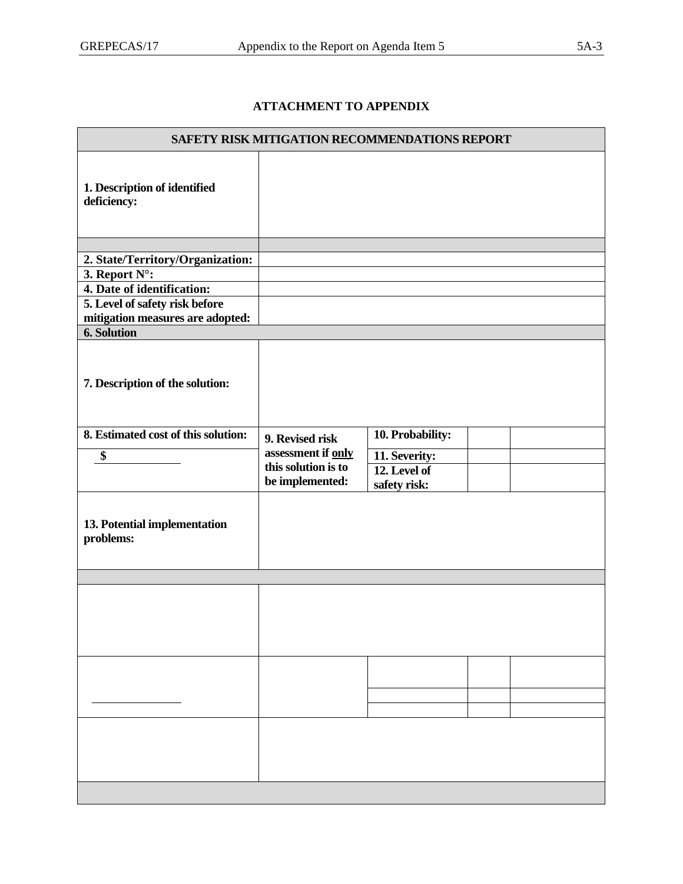**ATTACHMENT TO APPENDIX**

| SAFETY RISK MITIGATION RECOMMENDATIONS REPORT | | | | |
|---|---|---|---|---|
| **1. Description of identified deficiency:** | | | | |
| | | | | |
| **2. State/Territory/Organization:** | | | | |
| **3. Report N°:** | | | | |
| **4. Date of identification:** | | | | |
| **5. Level of safety risk before mitigation measures are adopted:** | | | | |
| **6. Solution** | | | | |
| **7. Description of the solution:** | | | | |
| **8. Estimated cost of this solution:** | **9. Revised risk assessment if only this solution is to be implemented:** | **10. Probability:** | | |
| **$** ___________ | | **11. Severity:** | | |
| | | **12. Level of safety risk:** | | |
| **13. Potential implementation problems:** | | | | |
| | | | | |
| | | | | |
| ___________ | | | | |
| | | | | |
| | | | | |
| | | | | |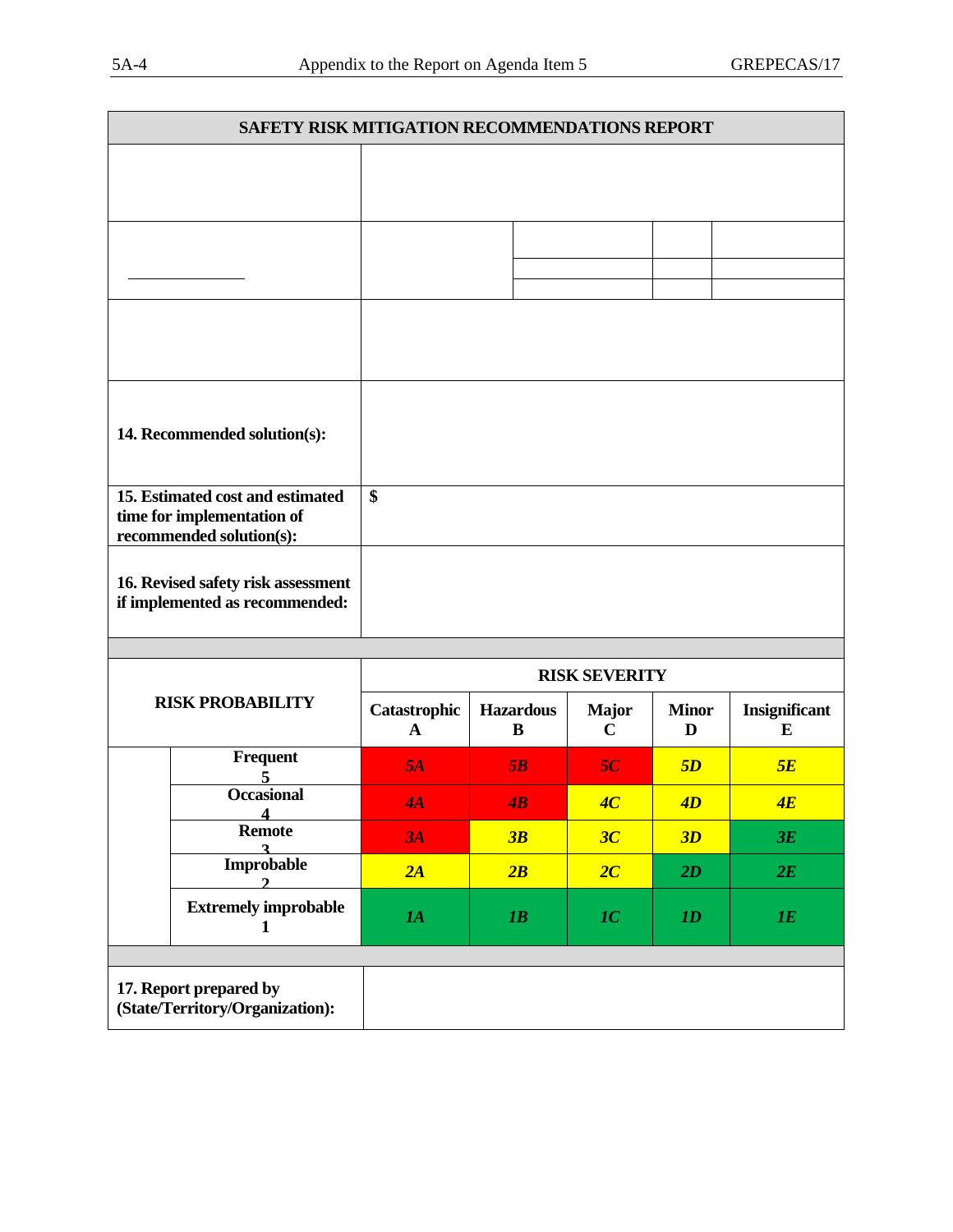| SAFETY RISK MITIGATION RECOMMENDATIONS REPORT | |
|---|---|
| | |
| | |
| | |
| **14. Recommended solution(s):** | |
| **15. Estimated cost and estimated time for implementation of recommended solution(s):** | **$** |
| **16. Revised safety risk assessment if implemented as recommended:** | |

| RISK PROBABILITY | RISK SEVERITY | | | | |
|---|---|---|---|---|---|
| | **Catastrophic A** | **Hazardous B** | **Major C** | **Minor D** | **Insignificant E** |
| **Frequent 5** | *5A* | *5B* | *5C* | *5D* | *5E* |
| **Occasional 4** | *4A* | *4B* | *4C* | *4D* | *4E* |
| **Remote 3** | *3A* | *3B* | *3C* | *3D* | *3E* |
| **Improbable 2** | *2A* | *2B* | *2C* | *2D* | *2E* |
| **Extremely improbable 1** | *1A* | *1B* | *1C* | *1D* | *1E* |

| **17. Report prepared by (State/Territory/Organization):** | |
|---|---|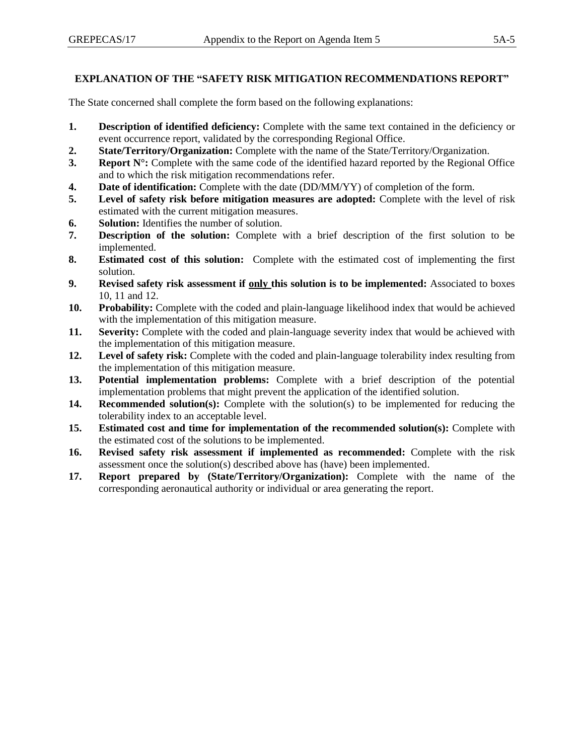**EXPLANATION OF THE "SAFETY RISK MITIGATION RECOMMENDATIONS REPORT"**

The State concerned shall complete the form based on the following explanations:

1. **Description of identified deficiency:** Complete with the same text contained in the deficiency or event occurrence report, validated by the corresponding Regional Office.
2. **State/Territory/Organization:** Complete with the name of the State/Territory/Organization.
3. **Report N°:** Complete with the same code of the identified hazard reported by the Regional Office and to which the risk mitigation recommendations refer.
4. **Date of identification:** Complete with the date (DD/MM/YY) of completion of the form.
5. **Level of safety risk before mitigation measures are adopted:** Complete with the level of risk estimated with the current mitigation measures.
6. **Solution:** Identifies the number of solution.
7. **Description of the solution:** Complete with a brief description of the first solution to be implemented.
8. **Estimated cost of this solution:** Complete with the estimated cost of implementing the first solution.
9. **Revised safety risk assessment if <u>only</u> this solution is to be implemented:** Associated to boxes 10, 11 and 12.
10. **Probability:** Complete with the coded and plain-language likelihood index that would be achieved with the implementation of this mitigation measure.
11. **Severity:** Complete with the coded and plain-language severity index that would be achieved with the implementation of this mitigation measure.
12. **Level of safety risk:** Complete with the coded and plain-language tolerability index resulting from the implementation of this mitigation measure.
13. **Potential implementation problems:** Complete with a brief description of the potential implementation problems that might prevent the application of the identified solution.
14. **Recommended solution(s):** Complete with the solution(s) to be implemented for reducing the tolerability index to an acceptable level.
15. **Estimated cost and time for implementation of the recommended solution(s):** Complete with the estimated cost of the solutions to be implemented.
16. **Revised safety risk assessment if implemented as recommended:** Complete with the risk assessment once the solution(s) described above has (have) been implemented.
17. **Report prepared by (State/Territory/Organization):** Complete with the name of the corresponding aeronautical authority or individual or area generating the report.